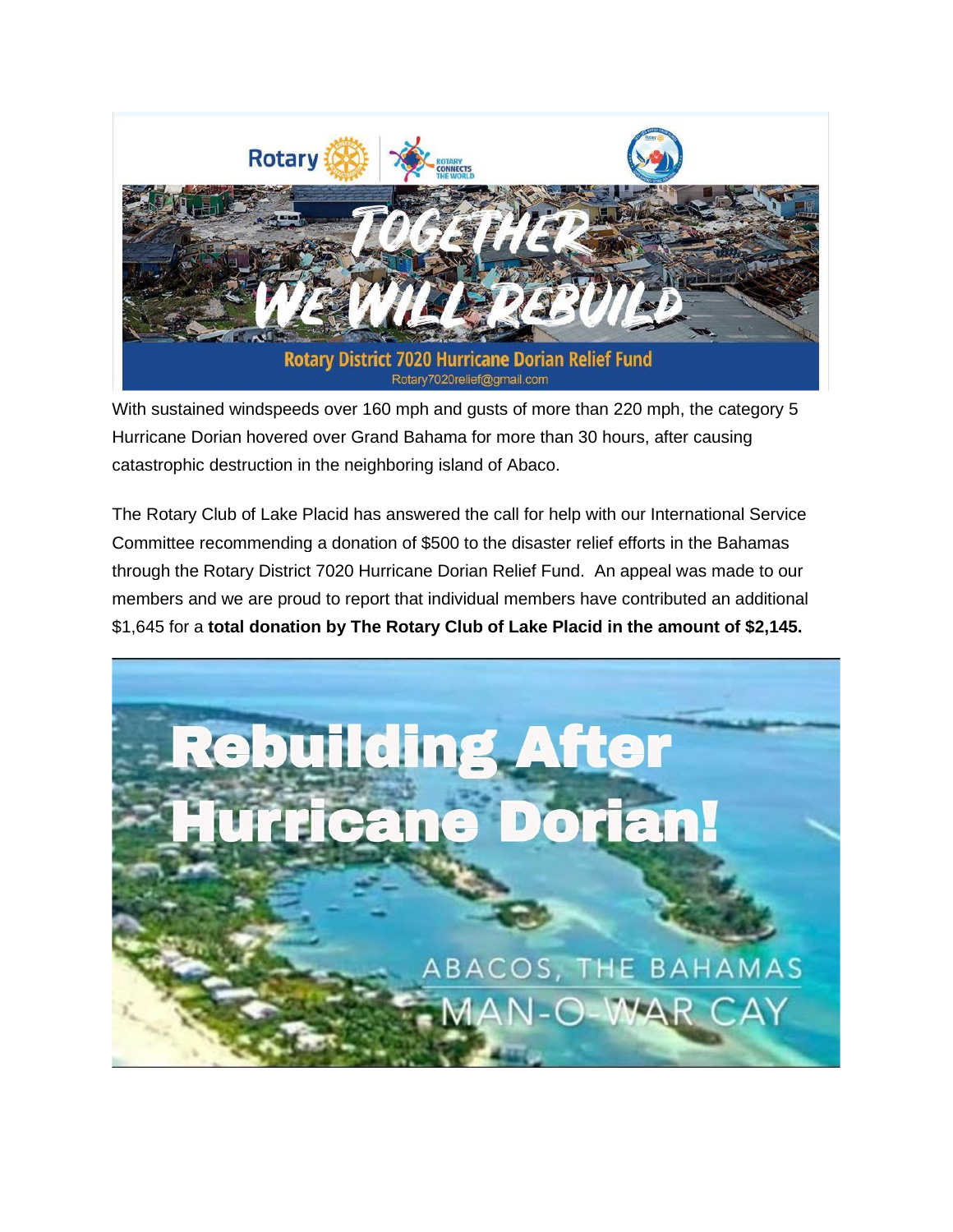With sustained windspeeds over 160 mph and gusts of more than 220 mph, the category 5 Hurricane Dorian hovered over Grand Bahama for more than 30 hours, after causing catastrophic destruction in the neighboring island of Abaco.

The Rotary Club of Lake Placid has answered the call for help with our International Service Committee recommending a donation of $500 to the disaster relief efforts in the Bahamas through the Rotary District 7020 Hurricane Dorian Relief Fund.  An appeal was made to our members and we are proud to report that individual members have contributed an additional $1,645 for a **total donation by The Rotary Club of Lake Placid in the amount of $2,145.**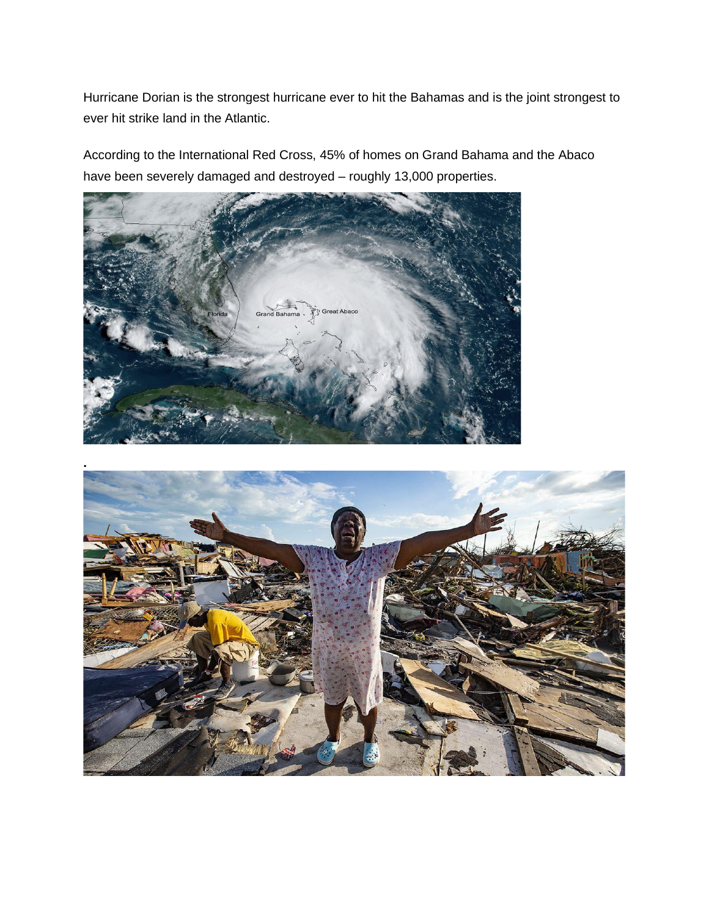Hurricane Dorian is the strongest hurricane ever to hit the Bahamas and is the joint strongest to ever hit strike land in the Atlantic.

According to the International Red Cross, 45% of homes on Grand Bahama and the Abaco have been severely damaged and destroyed – roughly 13,000 properties.

.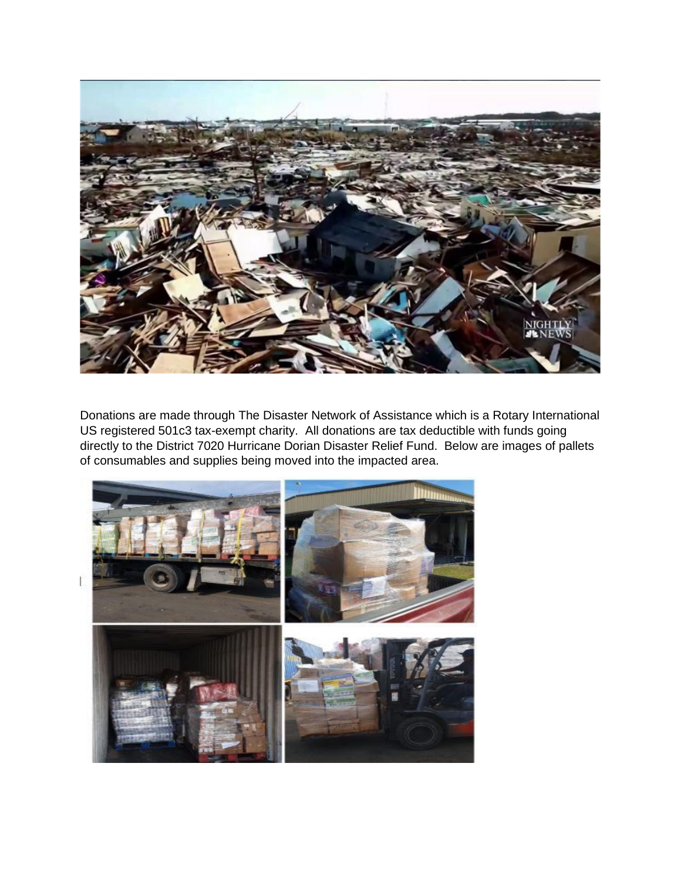Donations are made through The Disaster Network of Assistance which is a Rotary International US registered 501c3 tax-exempt charity. All donations are tax deductible with funds going directly to the District 7020 Hurricane Dorian Disaster Relief Fund. Below are images of pallets of consumables and supplies being moved into the impacted area.